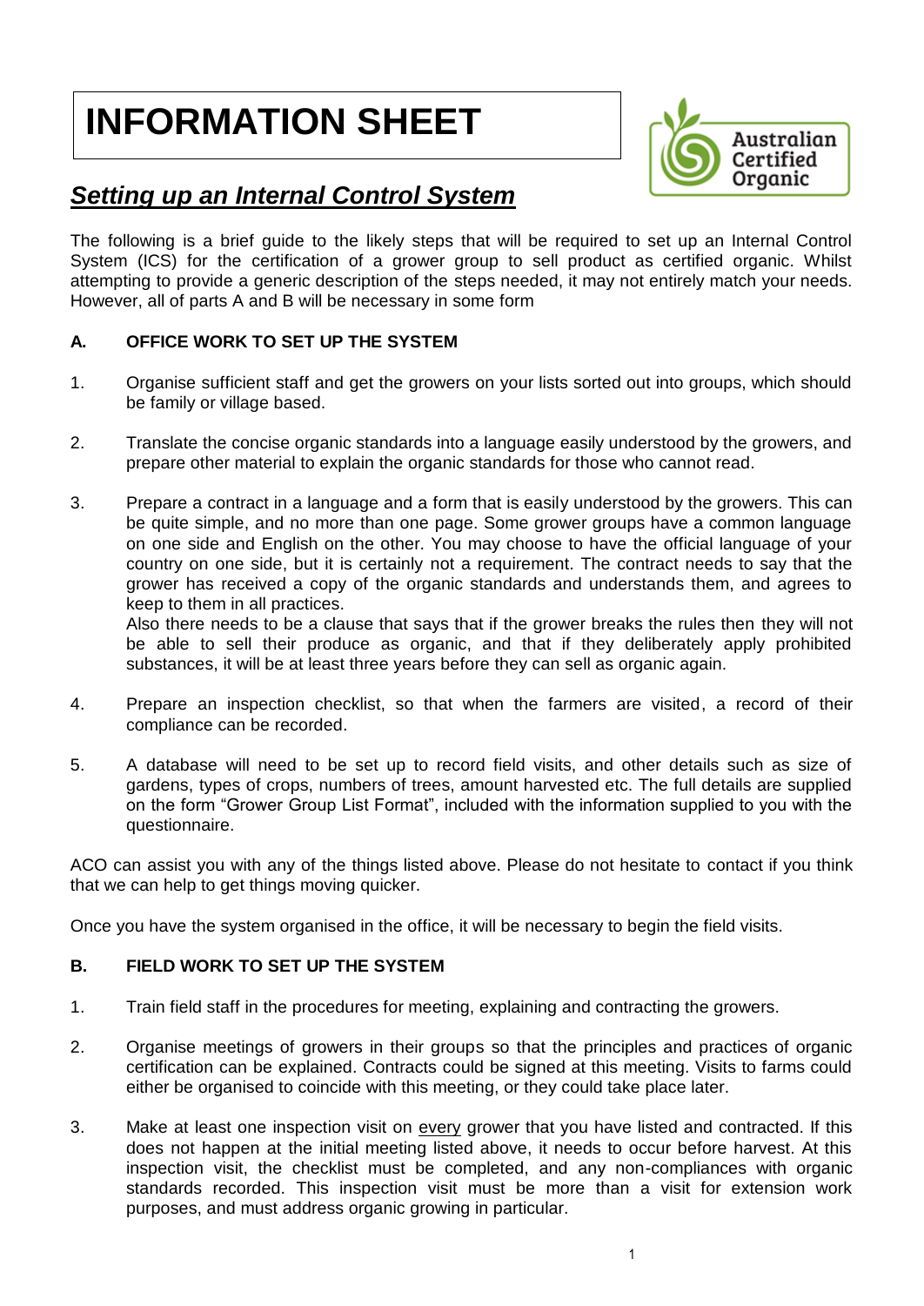# INFORMATION SHEET

## ***Setting up an Internal Control System***

The following is a brief guide to the likely steps that will be required to set up an Internal Control System (ICS) for the certification of a grower group to sell product as certified organic. Whilst attempting to provide a generic description of the steps needed, it may not entirely match your needs. However, all of parts A and B will be necessary in some form

### A. OFFICE WORK TO SET UP THE SYSTEM

1. Organise sufficient staff and get the growers on your lists sorted out into groups, which should be family or village based.

2. Translate the concise organic standards into a language easily understood by the growers, and prepare other material to explain the organic standards for those who cannot read.

3. Prepare a contract in a language and a form that is easily understood by the growers. This can be quite simple, and no more than one page. Some grower groups have a common language on one side and English on the other. You may choose to have the official language of your country on one side, but it is certainly not a requirement. The contract needs to say that the grower has received a copy of the organic standards and understands them, and agrees to keep to them in all practices.
   Also there needs to be a clause that says that if the grower breaks the rules then they will not be able to sell their produce as organic, and that if they deliberately apply prohibited substances, it will be at least three years before they can sell as organic again.

4. Prepare an inspection checklist, so that when the farmers are visited, a record of their compliance can be recorded.

5. A database will need to be set up to record field visits, and other details such as size of gardens, types of crops, numbers of trees, amount harvested etc. The full details are supplied on the form "Grower Group List Format", included with the information supplied to you with the questionnaire.

ACO can assist you with any of the things listed above. Please do not hesitate to contact if you think that we can help to get things moving quicker.

Once you have the system organised in the office, it will be necessary to begin the field visits.

### B. FIELD WORK TO SET UP THE SYSTEM

1. Train field staff in the procedures for meeting, explaining and contracting the growers.

2. Organise meetings of growers in their groups so that the principles and practices of organic certification can be explained. Contracts could be signed at this meeting. Visits to farms could either be organised to coincide with this meeting, or they could take place later.

3. Make at least one inspection visit on <u>every</u> grower that you have listed and contracted. If this does not happen at the initial meeting listed above, it needs to occur before harvest. At this inspection visit, the checklist must be completed, and any non-compliances with organic standards recorded. This inspection visit must be more than a visit for extension work purposes, and must address organic growing in particular.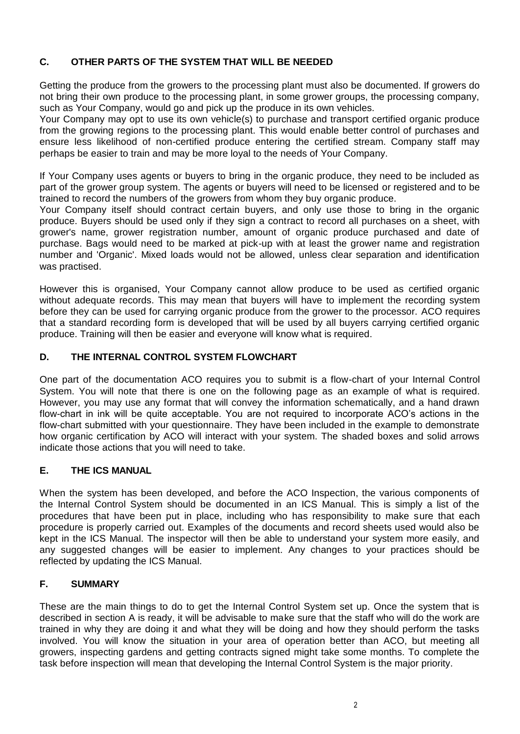## C. OTHER PARTS OF THE SYSTEM THAT WILL BE NEEDED

Getting the produce from the growers to the processing plant must also be documented. If growers do not bring their own produce to the processing plant, in some grower groups, the processing company, such as Your Company, would go and pick up the produce in its own vehicles.
Your Company may opt to use its own vehicle(s) to purchase and transport certified organic produce from the growing regions to the processing plant. This would enable better control of purchases and ensure less likelihood of non-certified produce entering the certified stream. Company staff may perhaps be easier to train and may be more loyal to the needs of Your Company.

If Your Company uses agents or buyers to bring in the organic produce, they need to be included as part of the grower group system. The agents or buyers will need to be licensed or registered and to be trained to record the numbers of the growers from whom they buy organic produce.
Your Company itself should contract certain buyers, and only use those to bring in the organic produce. Buyers should be used only if they sign a contract to record all purchases on a sheet, with grower's name, grower registration number, amount of organic produce purchased and date of purchase. Bags would need to be marked at pick-up with at least the grower name and registration number and 'Organic'. Mixed loads would not be allowed, unless clear separation and identification was practised.

However this is organised, Your Company cannot allow produce to be used as certified organic without adequate records. This may mean that buyers will have to implement the recording system before they can be used for carrying organic produce from the grower to the processor. ACO requires that a standard recording form is developed that will be used by all buyers carrying certified organic produce. Training will then be easier and everyone will know what is required.

## D. THE INTERNAL CONTROL SYSTEM FLOWCHART

One part of the documentation ACO requires you to submit is a flow-chart of your Internal Control System. You will note that there is one on the following page as an example of what is required. However, you may use any format that will convey the information schematically, and a hand drawn flow-chart in ink will be quite acceptable. You are not required to incorporate ACO's actions in the flow-chart submitted with your questionnaire. They have been included in the example to demonstrate how organic certification by ACO will interact with your system. The shaded boxes and solid arrows indicate those actions that you will need to take.

## E. THE ICS MANUAL

When the system has been developed, and before the ACO Inspection, the various components of the Internal Control System should be documented in an ICS Manual. This is simply a list of the procedures that have been put in place, including who has responsibility to make sure that each procedure is properly carried out. Examples of the documents and record sheets used would also be kept in the ICS Manual. The inspector will then be able to understand your system more easily, and any suggested changes will be easier to implement. Any changes to your practices should be reflected by updating the ICS Manual.

## F. SUMMARY

These are the main things to do to get the Internal Control System set up. Once the system that is described in section A is ready, it will be advisable to make sure that the staff who will do the work are trained in why they are doing it and what they will be doing and how they should perform the tasks involved. You will know the situation in your area of operation better than ACO, but meeting all growers, inspecting gardens and getting contracts signed might take some months. To complete the task before inspection will mean that developing the Internal Control System is the major priority.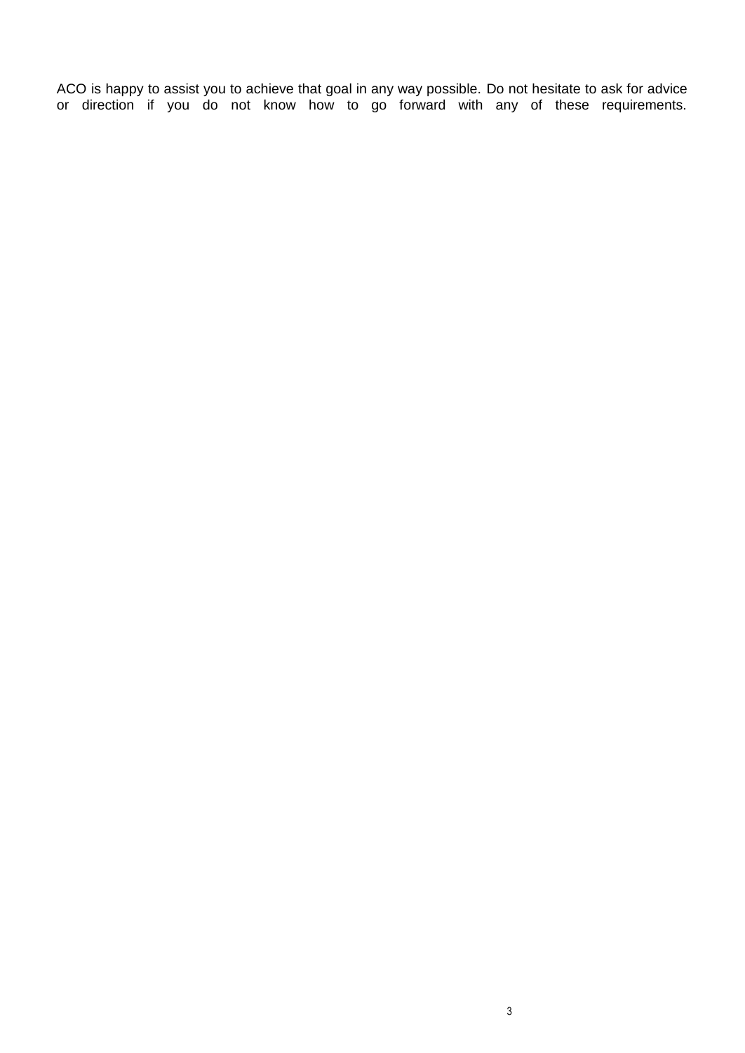ACO is happy to assist you to achieve that goal in any way possible. Do not hesitate to ask for advice or direction if you do not know how to go forward with any of these requirements.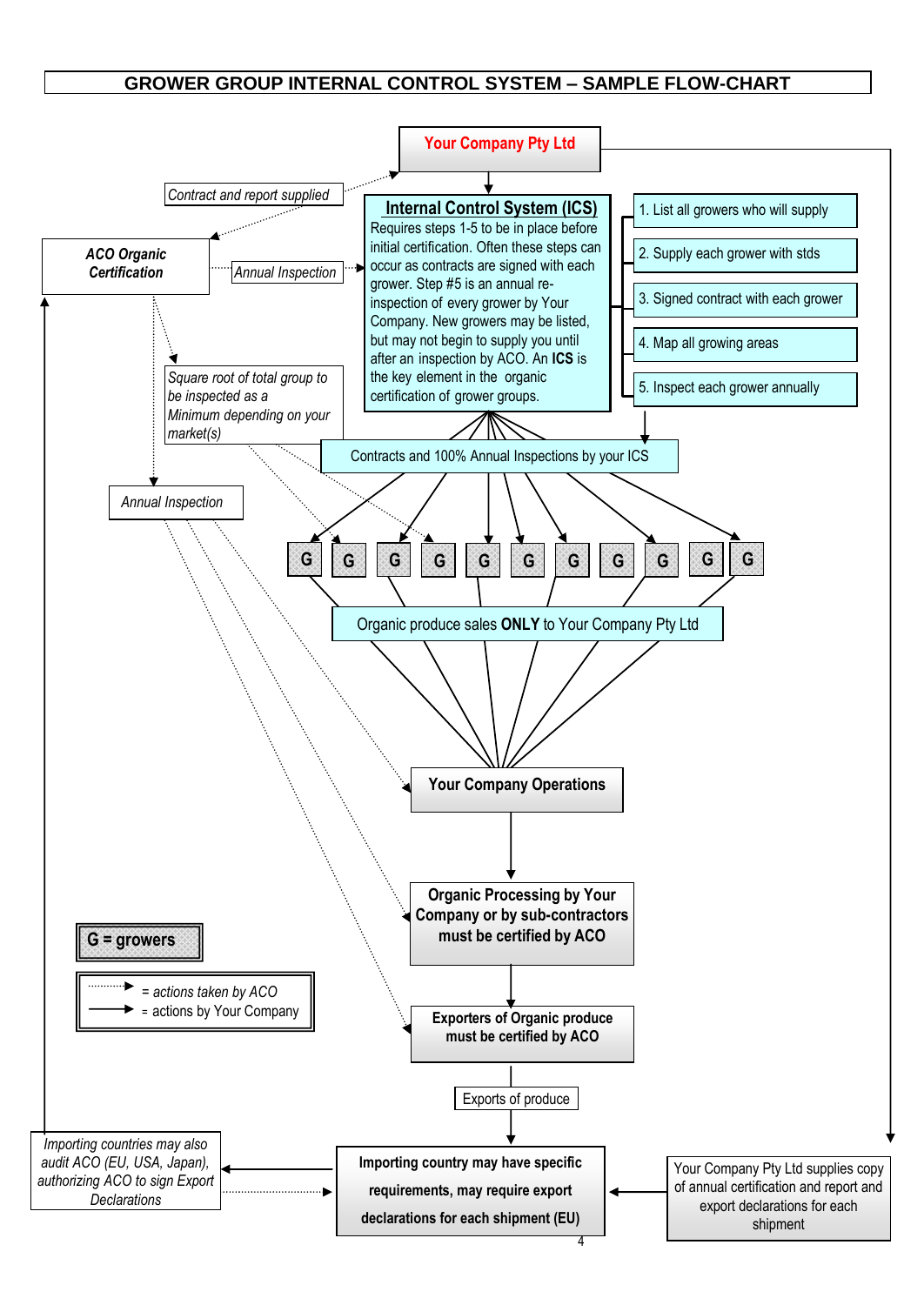# GROWER GROUP INTERNAL CONTROL SYSTEM – SAMPLE FLOW-CHART

**Your Company Pty Ltd**

*Contract and report supplied*

***ACO Organic Certification***

*Annual Inspection*

**Internal Control System (ICS)**

Requires steps 1-5 to be in place before initial certification. Often these steps can occur as contracts are signed with each grower. Step #5 is an annual re-inspection of every grower by Your Company. New growers may be listed, but may not begin to supply you until after an inspection by ACO. An **ICS** is the key element in the organic certification of grower groups.

1. List all growers who will supply
2. Supply each grower with stds
3. Signed contract with each grower
4. Map all growing areas
5. Inspect each grower annually

*Square root of total group to be inspected as a Minimum depending on your market(s)*

Contracts and 100% Annual Inspections by your ICS

*Annual Inspection*

G G G G G G G G G G G

Organic produce sales **ONLY** to Your Company Pty Ltd

**Your Company Operations**

**Organic Processing by Your Company or by sub-contractors must be certified by ACO**

**G = growers**

*= actions taken by ACO* (dotted arrow)

= actions by Your Company (solid arrow)

**Exporters of Organic produce must be certified by ACO**

Exports of produce

*Importing countries may also audit ACO (EU, USA, Japan), authorizing ACO to sign Export Declarations*

**Importing country may have specific requirements, may require export declarations for each shipment (EU)**

Your Company Pty Ltd supplies copy of annual certification and report and export declarations for each shipment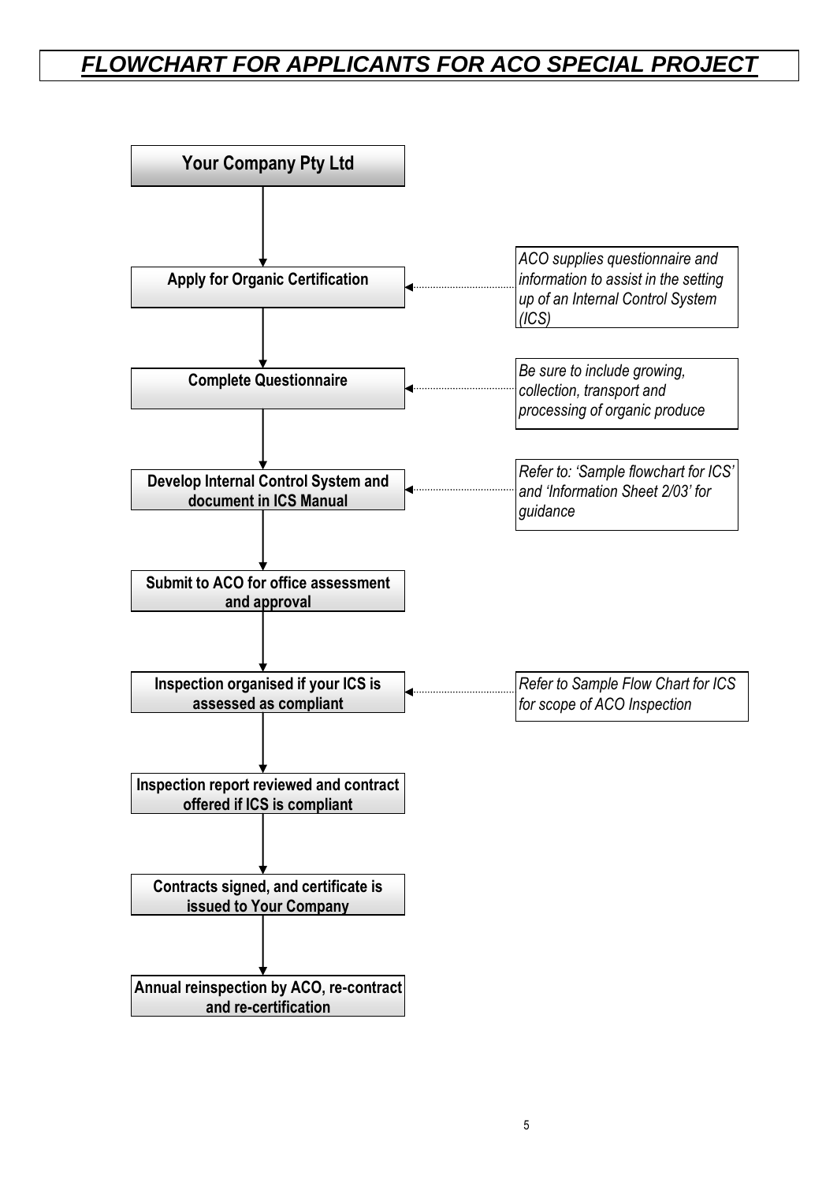# ***FLOWCHART FOR APPLICANTS FOR ACO SPECIAL PROJECT***

**Your Company Pty Ltd**

↓

**Apply for Organic Certification** ← *ACO supplies questionnaire and information to assist in the setting up of an Internal Control System (ICS)*

↓

**Complete Questionnaire** ← *Be sure to include growing, collection, transport and processing of organic produce*

↓

**Develop Internal Control System and document in ICS Manual** ← *Refer to: 'Sample flowchart for ICS' and 'Information Sheet 2/03' for guidance*

↓

**Submit to ACO for office assessment and approval**

↓

**Inspection organised if your ICS is assessed as compliant** ← *Refer to Sample Flow Chart for ICS for scope of ACO Inspection*

↓

**Inspection report reviewed and contract offered if ICS is compliant**

↓

**Contracts signed, and certificate is issued to Your Company**

↓

**Annual reinspection by ACO, re-contract and re-certification**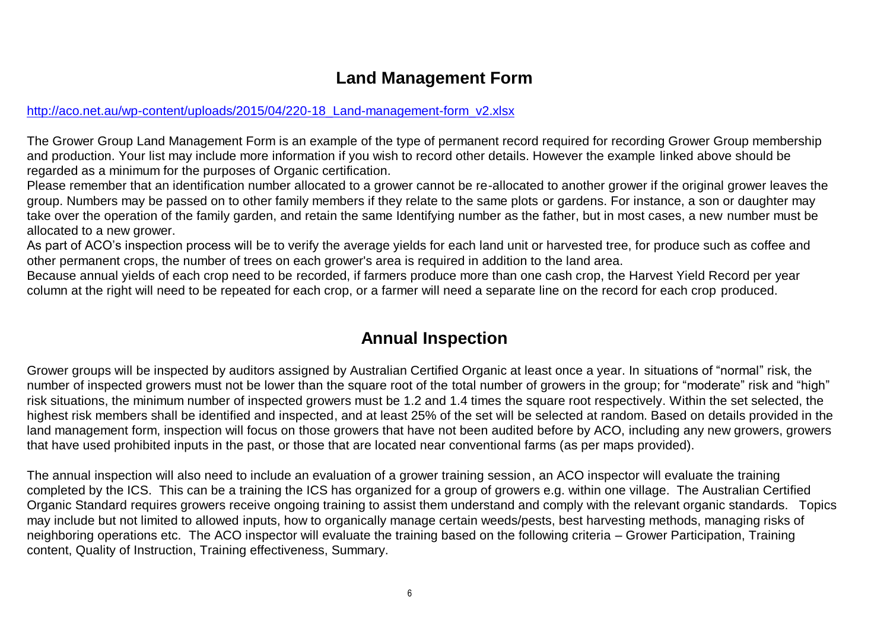## Land Management Form

http://aco.net.au/wp-content/uploads/2015/04/220-18_Land-management-form_v2.xlsx

The Grower Group Land Management Form is an example of the type of permanent record required for recording Grower Group membership and production. Your list may include more information if you wish to record other details. However the example linked above should be regarded as a minimum for the purposes of Organic certification.

Please remember that an identification number allocated to a grower cannot be re-allocated to another grower if the original grower leaves the group. Numbers may be passed on to other family members if they relate to the same plots or gardens. For instance, a son or daughter may take over the operation of the family garden, and retain the same Identifying number as the father, but in most cases, a new number must be allocated to a new grower.

As part of ACO's inspection process will be to verify the average yields for each land unit or harvested tree, for produce such as coffee and other permanent crops, the number of trees on each grower's area is required in addition to the land area.

Because annual yields of each crop need to be recorded, if farmers produce more than one cash crop, the Harvest Yield Record per year column at the right will need to be repeated for each crop, or a farmer will need a separate line on the record for each crop produced.

## Annual Inspection

Grower groups will be inspected by auditors assigned by Australian Certified Organic at least once a year. In situations of "normal" risk, the number of inspected growers must not be lower than the square root of the total number of growers in the group; for "moderate" risk and "high" risk situations, the minimum number of inspected growers must be 1.2 and 1.4 times the square root respectively. Within the set selected, the highest risk members shall be identified and inspected, and at least 25% of the set will be selected at random. Based on details provided in the land management form, inspection will focus on those growers that have not been audited before by ACO, including any new growers, growers that have used prohibited inputs in the past, or those that are located near conventional farms (as per maps provided).

The annual inspection will also need to include an evaluation of a grower training session, an ACO inspector will evaluate the training completed by the ICS. This can be a training the ICS has organized for a group of growers e.g. within one village. The Australian Certified Organic Standard requires growers receive ongoing training to assist them understand and comply with the relevant organic standards. Topics may include but not limited to allowed inputs, how to organically manage certain weeds/pests, best harvesting methods, managing risks of neighboring operations etc. The ACO inspector will evaluate the training based on the following criteria – Grower Participation, Training content, Quality of Instruction, Training effectiveness, Summary.